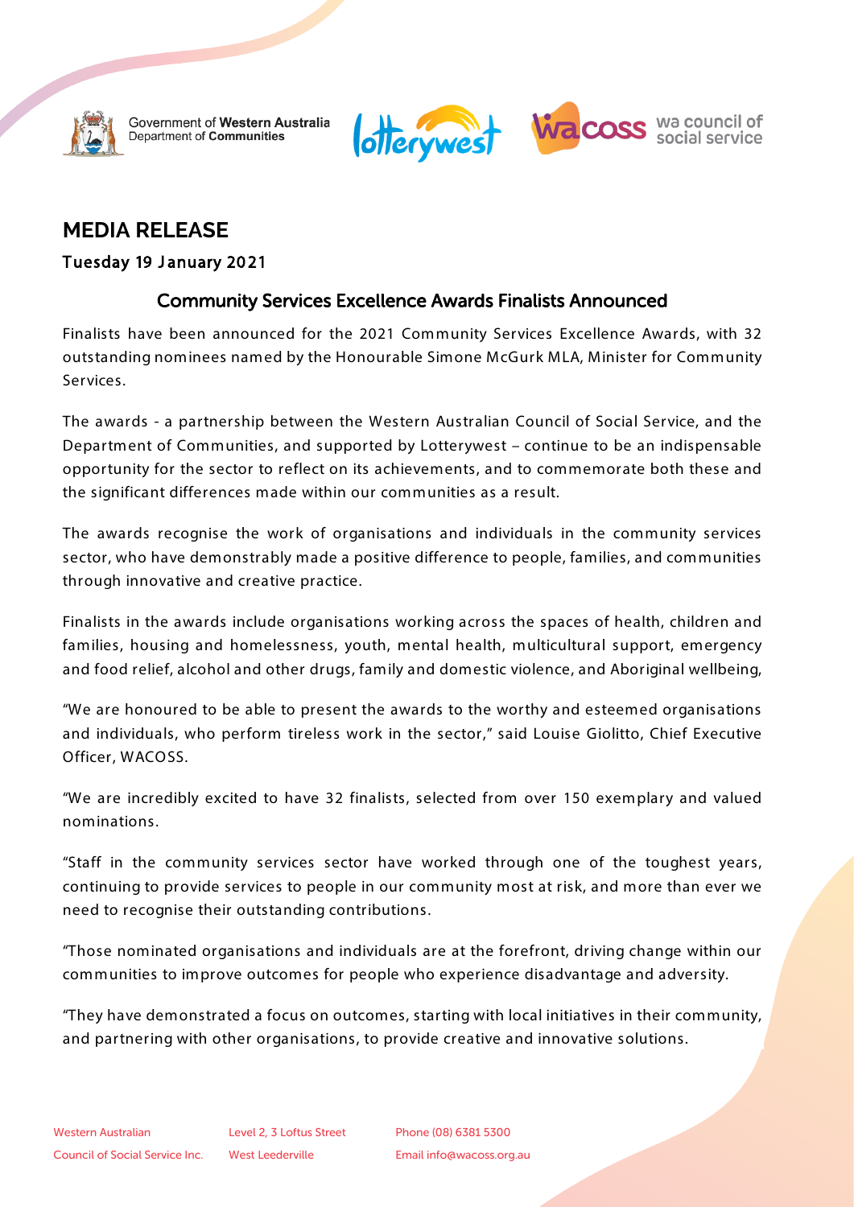Government of Western Australia
Department of Communities

lotterywest

wacoss wa council of social service

# MEDIA RELEASE

### Tuesday 19 January 2021

## Community Services Excellence Awards Finalists Announced

Finalists have been announced for the 2021 Community Services Excellence Awards, with 32 outstanding nominees named by the Honourable Simone McGurk MLA, Minister for Community Services.

The awards - a partnership between the Western Australian Council of Social Service, and the Department of Communities, and supported by Lotterywest – continue to be an indispensable opportunity for the sector to reflect on its achievements, and to commemorate both these and the significant differences made within our communities as a result.

The awards recognise the work of organisations and individuals in the community services sector, who have demonstrably made a positive difference to people, families, and communities through innovative and creative practice.

Finalists in the awards include organisations working across the spaces of health, children and families, housing and homelessness, youth, mental health, multicultural support, emergency and food relief, alcohol and other drugs, family and domestic violence, and Aboriginal wellbeing,

"We are honoured to be able to present the awards to the worthy and esteemed organisations and individuals, who perform tireless work in the sector," said Louise Giolitto, Chief Executive Officer, WACOSS.

"We are incredibly excited to have 32 finalists, selected from over 150 exemplary and valued nominations.

"Staff in the community services sector have worked through one of the toughest years, continuing to provide services to people in our community most at risk, and more than ever we need to recognise their outstanding contributions.

"Those nominated organisations and individuals are at the forefront, driving change within our communities to improve outcomes for people who experience disadvantage and adversity.

"They have demonstrated a focus on outcomes, starting with local initiatives in their community, and partnering with other organisations, to provide creative and innovative solutions.

Western Australian Council of Social Service Inc. | Level 2, 3 Loftus Street West Leederville | Phone (08) 6381 5300 Email info@wacoss.org.au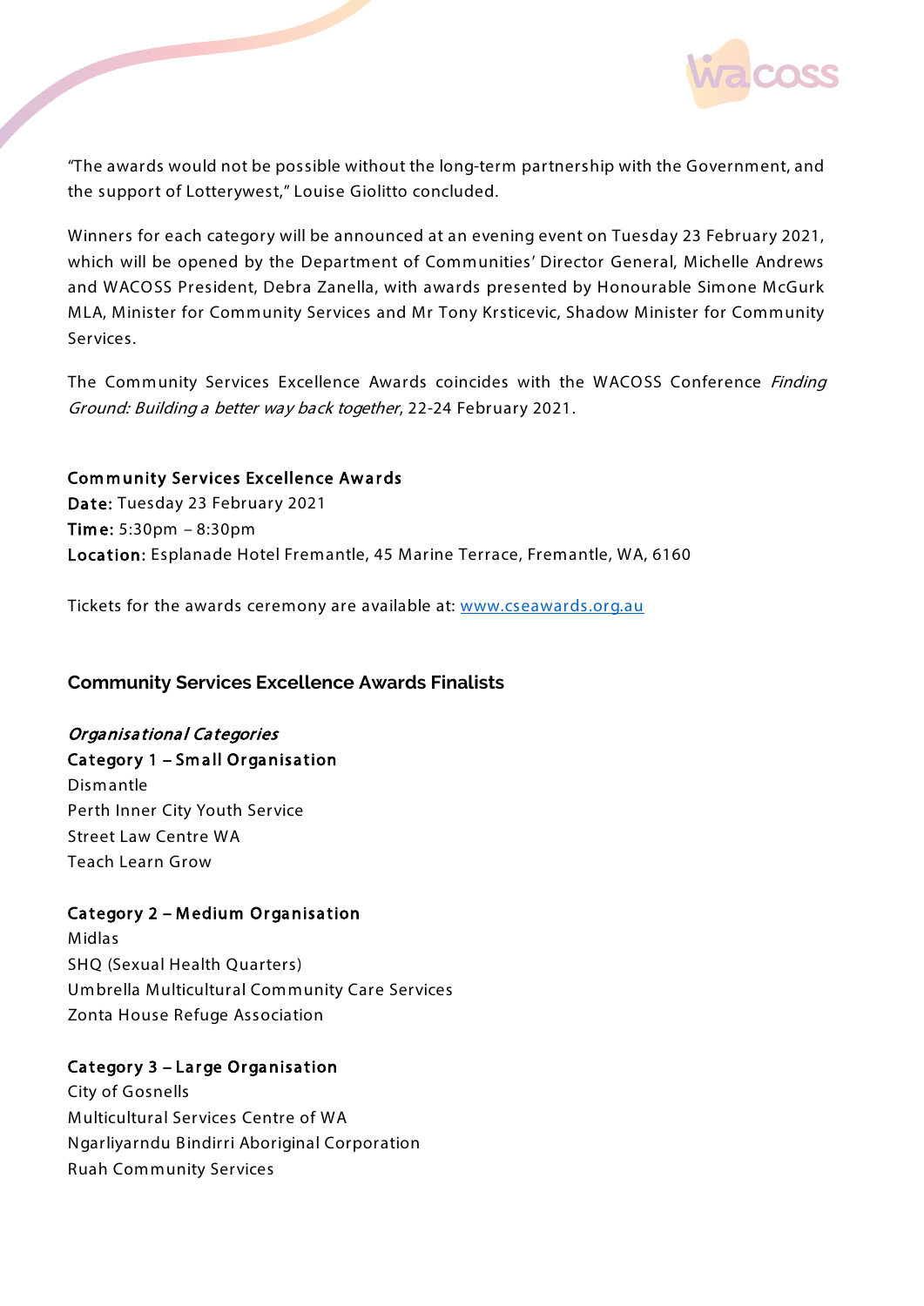"The awards would not be possible without the long-term partnership with the Government, and the support of Lotterywest," Louise Giolitto concluded.

Winners for each category will be announced at an evening event on Tuesday 23 February 2021, which will be opened by the Department of Communities' Director General, Michelle Andrews and WACOSS President, Debra Zanella, with awards presented by Honourable Simone McGurk MLA, Minister for Community Services and Mr Tony Krsticevic, Shadow Minister for Community Services.

The Community Services Excellence Awards coincides with the WACOSS Conference *Finding Ground: Building a better way back together*, 22-24 February 2021.

**Community Services Excellence Awards**
**Date:** Tuesday 23 February 2021
**Time:** 5:30pm – 8:30pm
**Location:** Esplanade Hotel Fremantle, 45 Marine Terrace, Fremantle, WA, 6160

Tickets for the awards ceremony are available at: [www.cseawards.org.au](http://www.cseawards.org.au)

## Community Services Excellence Awards Finalists

*Organisational Categories*

**Category 1 – Small Organisation**
Dismantle
Perth Inner City Youth Service
Street Law Centre WA
Teach Learn Grow

**Category 2 – Medium Organisation**
Midlas
SHQ (Sexual Health Quarters)
Umbrella Multicultural Community Care Services
Zonta House Refuge Association

**Category 3 – Large Organisation**
City of Gosnells
Multicultural Services Centre of WA
Ngarliyarndu Bindirri Aboriginal Corporation
Ruah Community Services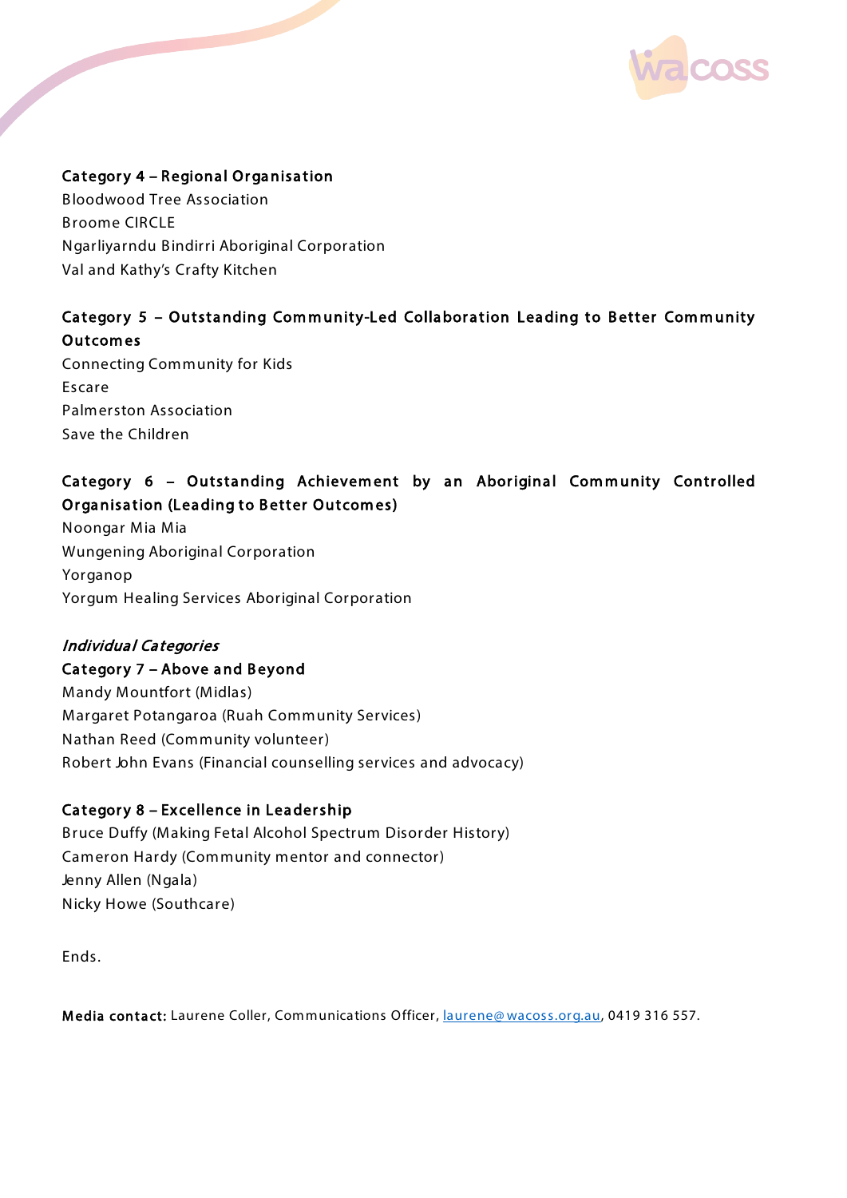**Category 4 – Regional Organisation**
Bloodwood Tree Association
Broome CIRCLE
Ngarliyarndu Bindirri Aboriginal Corporation
Val and Kathy's Crafty Kitchen

**Category 5 – Outstanding Community-Led Collaboration Leading to Better Community Outcomes**
Connecting Community for Kids
Escare
Palmerston Association
Save the Children

**Category 6 – Outstanding Achievement by an Aboriginal Community Controlled Organisation (Leading to Better Outcomes)**
Noongar Mia Mia
Wungening Aboriginal Corporation
Yorganop
Yorgum Healing Services Aboriginal Corporation

***Individual Categories***
**Category 7 – Above and Beyond**
Mandy Mountfort (Midlas)
Margaret Potangaroa (Ruah Community Services)
Nathan Reed (Community volunteer)
Robert John Evans (Financial counselling services and advocacy)

**Category 8 – Excellence in Leadership**
Bruce Duffy (Making Fetal Alcohol Spectrum Disorder History)
Cameron Hardy (Community mentor and connector)
Jenny Allen (Ngala)
Nicky Howe (Southcare)

Ends.

**Media contact:** Laurene Coller, Communications Officer, laurene@wacoss.org.au, 0419 316 557.